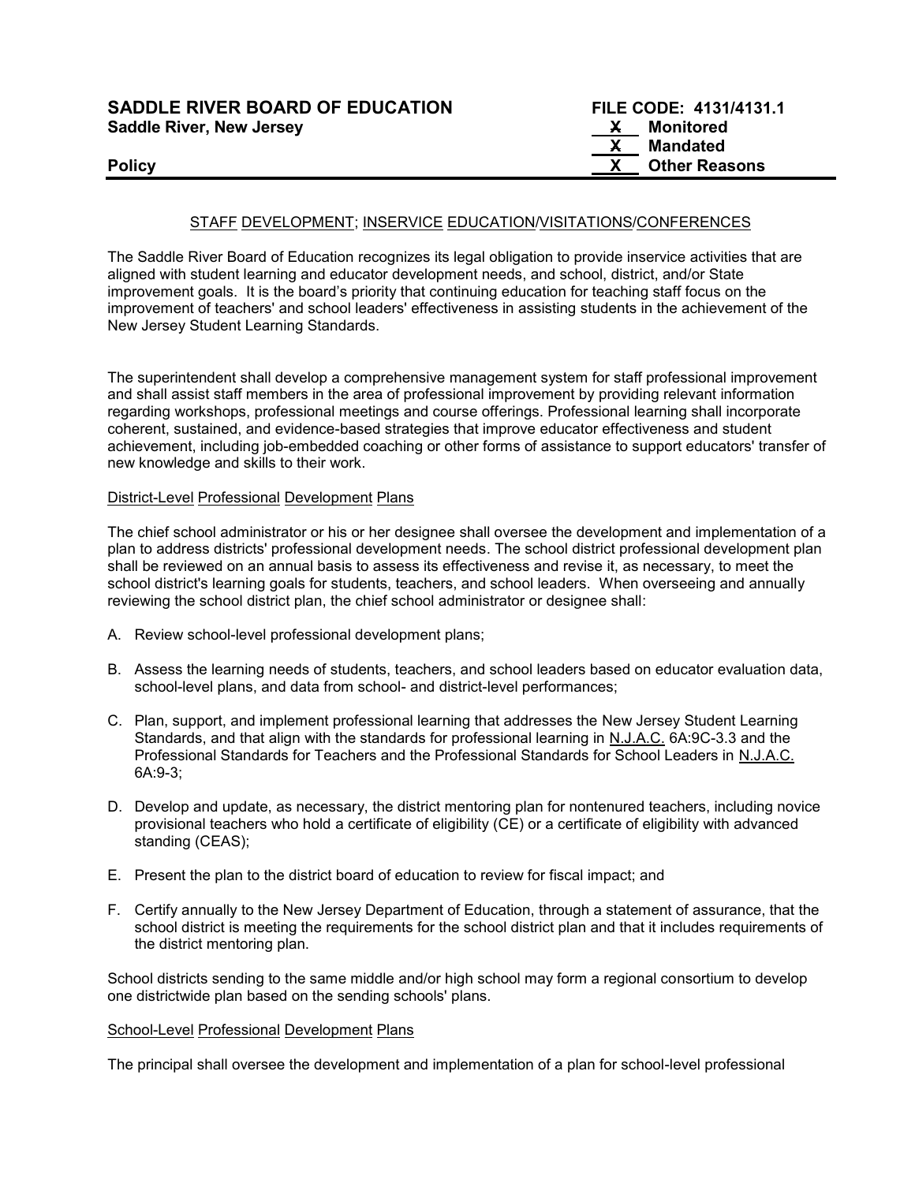**SADDLE RIVER BOARD OF EDUCATION**
**Saddle River, New Jersey**

**Policy**

**FILE CODE: 4131/4131.1**
**X Monitored**
**X Mandated**
**X Other Reasons**

STAFF DEVELOPMENT; INSERVICE EDUCATION/VISITATIONS/CONFERENCES

The Saddle River Board of Education recognizes its legal obligation to provide inservice activities that are aligned with student learning and educator development needs, and school, district, and/or State improvement goals. It is the board's priority that continuing education for teaching staff focus on the improvement of teachers' and school leaders' effectiveness in assisting students in the achievement of the New Jersey Student Learning Standards.

The superintendent shall develop a comprehensive management system for staff professional improvement and shall assist staff members in the area of professional improvement by providing relevant information regarding workshops, professional meetings and course offerings. Professional learning shall incorporate coherent, sustained, and evidence-based strategies that improve educator effectiveness and student achievement, including job-embedded coaching or other forms of assistance to support educators' transfer of new knowledge and skills to their work.

District-Level Professional Development Plans

The chief school administrator or his or her designee shall oversee the development and implementation of a plan to address districts' professional development needs. The school district professional development plan shall be reviewed on an annual basis to assess its effectiveness and revise it, as necessary, to meet the school district's learning goals for students, teachers, and school leaders. When overseeing and annually reviewing the school district plan, the chief school administrator or designee shall:

A. Review school-level professional development plans;

B. Assess the learning needs of students, teachers, and school leaders based on educator evaluation data, school-level plans, and data from school- and district-level performances;

C. Plan, support, and implement professional learning that addresses the New Jersey Student Learning Standards, and that align with the standards for professional learning in N.J.A.C. 6A:9C-3.3 and the Professional Standards for Teachers and the Professional Standards for School Leaders in N.J.A.C. 6A:9-3;

D. Develop and update, as necessary, the district mentoring plan for nontenured teachers, including novice provisional teachers who hold a certificate of eligibility (CE) or a certificate of eligibility with advanced standing (CEAS);

E. Present the plan to the district board of education to review for fiscal impact; and

F. Certify annually to the New Jersey Department of Education, through a statement of assurance, that the school district is meeting the requirements for the school district plan and that it includes requirements of the district mentoring plan.

School districts sending to the same middle and/or high school may form a regional consortium to develop one districtwide plan based on the sending schools' plans.

School-Level Professional Development Plans

The principal shall oversee the development and implementation of a plan for school-level professional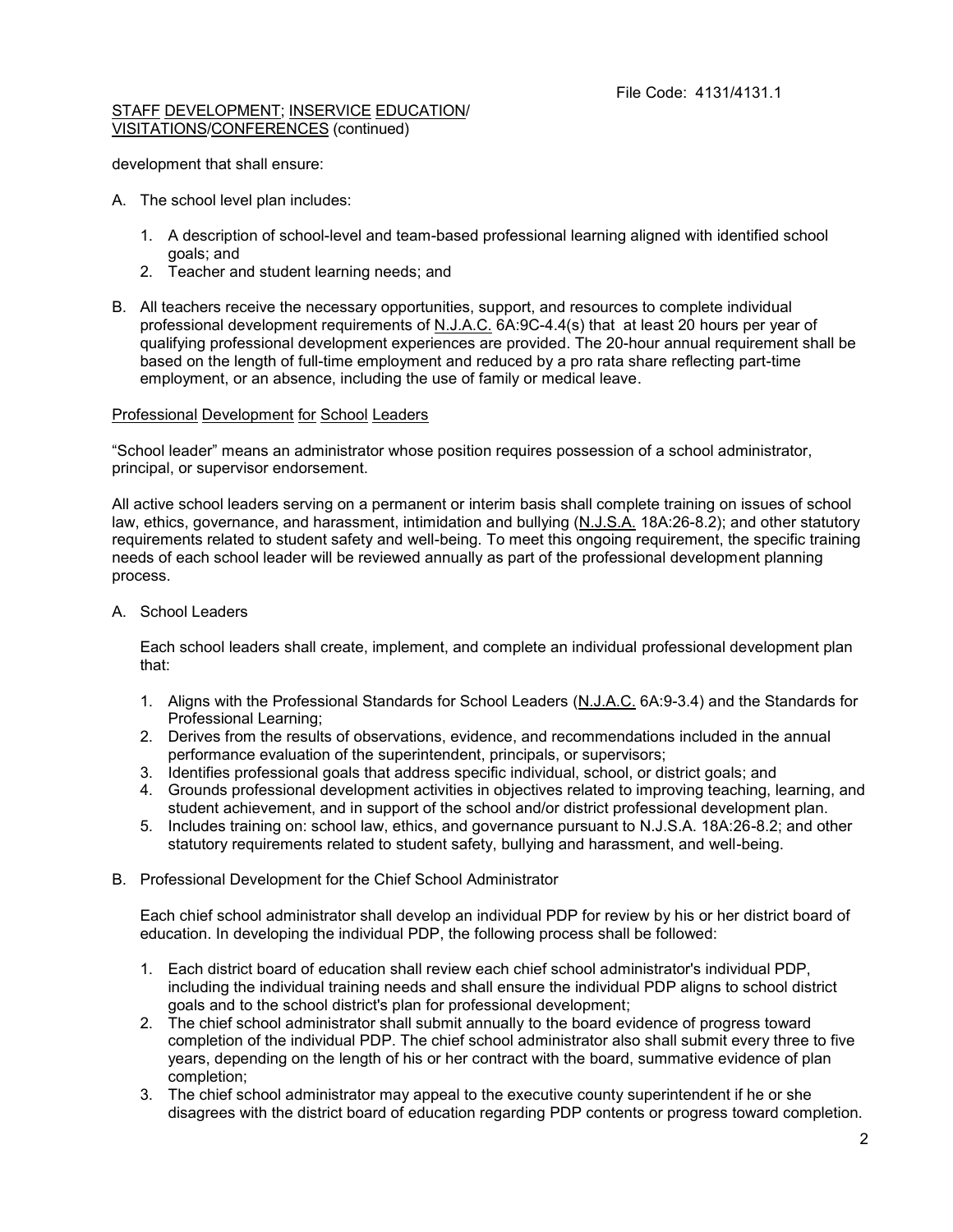development that shall ensure:

A. The school level plan includes:

   1. A description of school-level and team-based professional learning aligned with identified school goals; and
   2. Teacher and student learning needs; and

B. All teachers receive the necessary opportunities, support, and resources to complete individual professional development requirements of N.J.A.C. 6A:9C-4.4(s) that at least 20 hours per year of qualifying professional development experiences are provided. The 20-hour annual requirement shall be based on the length of full-time employment and reduced by a pro rata share reflecting part-time employment, or an absence, including the use of family or medical leave.

## Professional Development for School Leaders

"School leader" means an administrator whose position requires possession of a school administrator, principal, or supervisor endorsement.

All active school leaders serving on a permanent or interim basis shall complete training on issues of school law, ethics, governance, and harassment, intimidation and bullying (N.J.S.A. 18A:26-8.2); and other statutory requirements related to student safety and well-being. To meet this ongoing requirement, the specific training needs of each school leader will be reviewed annually as part of the professional development planning process.

A. School Leaders

   Each school leaders shall create, implement, and complete an individual professional development plan that:

   1. Aligns with the Professional Standards for School Leaders (N.J.A.C. 6A:9-3.4) and the Standards for Professional Learning;
   2. Derives from the results of observations, evidence, and recommendations included in the annual performance evaluation of the superintendent, principals, or supervisors;
   3. Identifies professional goals that address specific individual, school, or district goals; and
   4. Grounds professional development activities in objectives related to improving teaching, learning, and student achievement, and in support of the school and/or district professional development plan.
   5. Includes training on: school law, ethics, and governance pursuant to N.J.S.A. 18A:26-8.2; and other statutory requirements related to student safety, bullying and harassment, and well-being.

B. Professional Development for the Chief School Administrator

   Each chief school administrator shall develop an individual PDP for review by his or her district board of education. In developing the individual PDP, the following process shall be followed:

   1. Each district board of education shall review each chief school administrator's individual PDP, including the individual training needs and shall ensure the individual PDP aligns to school district goals and to the school district's plan for professional development;
   2. The chief school administrator shall submit annually to the board evidence of progress toward completion of the individual PDP. The chief school administrator also shall submit every three to five years, depending on the length of his or her contract with the board, summative evidence of plan completion;
   3. The chief school administrator may appeal to the executive county superintendent if he or she disagrees with the district board of education regarding PDP contents or progress toward completion.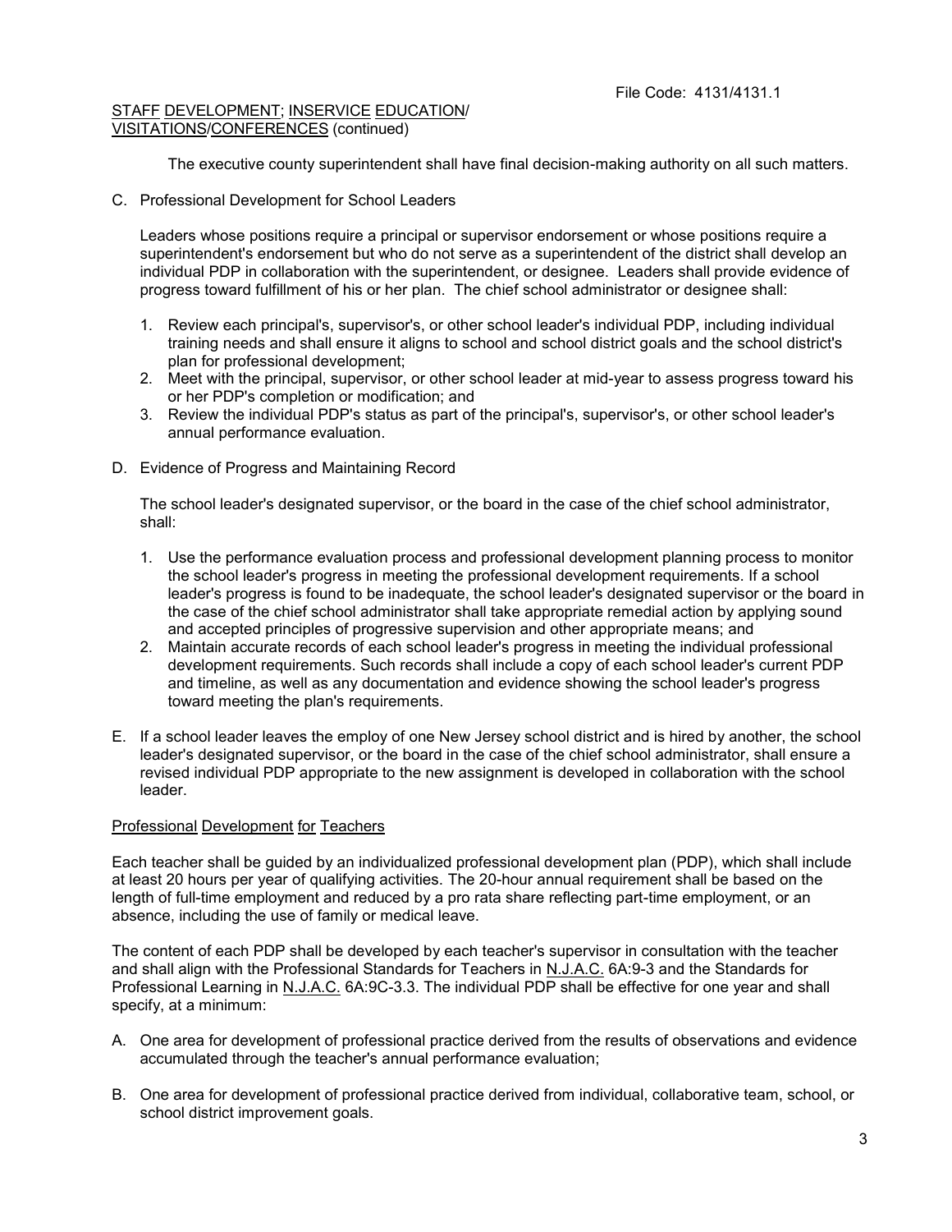The executive county superintendent shall have final decision-making authority on all such matters.

C. Professional Development for School Leaders

   Leaders whose positions require a principal or supervisor endorsement or whose positions require a superintendent's endorsement but who do not serve as a superintendent of the district shall develop an individual PDP in collaboration with the superintendent, or designee. Leaders shall provide evidence of progress toward fulfillment of his or her plan. The chief school administrator or designee shall:

   1. Review each principal's, supervisor's, or other school leader's individual PDP, including individual training needs and shall ensure it aligns to school and school district goals and the school district's plan for professional development;
   2. Meet with the principal, supervisor, or other school leader at mid-year to assess progress toward his or her PDP's completion or modification; and
   3. Review the individual PDP's status as part of the principal's, supervisor's, or other school leader's annual performance evaluation.

D. Evidence of Progress and Maintaining Record

   The school leader's designated supervisor, or the board in the case of the chief school administrator, shall:

   1. Use the performance evaluation process and professional development planning process to monitor the school leader's progress in meeting the professional development requirements. If a school leader's progress is found to be inadequate, the school leader's designated supervisor or the board in the case of the chief school administrator shall take appropriate remedial action by applying sound and accepted principles of progressive supervision and other appropriate means; and
   2. Maintain accurate records of each school leader's progress in meeting the individual professional development requirements. Such records shall include a copy of each school leader's current PDP and timeline, as well as any documentation and evidence showing the school leader's progress toward meeting the plan's requirements.

E. If a school leader leaves the employ of one New Jersey school district and is hired by another, the school leader's designated supervisor, or the board in the case of the chief school administrator, shall ensure a revised individual PDP appropriate to the new assignment is developed in collaboration with the school leader.

## Professional Development for Teachers

Each teacher shall be guided by an individualized professional development plan (PDP), which shall include at least 20 hours per year of qualifying activities. The 20-hour annual requirement shall be based on the length of full-time employment and reduced by a pro rata share reflecting part-time employment, or an absence, including the use of family or medical leave.

The content of each PDP shall be developed by each teacher's supervisor in consultation with the teacher and shall align with the Professional Standards for Teachers in N.J.A.C. 6A:9-3 and the Standards for Professional Learning in N.J.A.C. 6A:9C-3.3. The individual PDP shall be effective for one year and shall specify, at a minimum:

A. One area for development of professional practice derived from the results of observations and evidence accumulated through the teacher's annual performance evaluation;

B. One area for development of professional practice derived from individual, collaborative team, school, or school district improvement goals.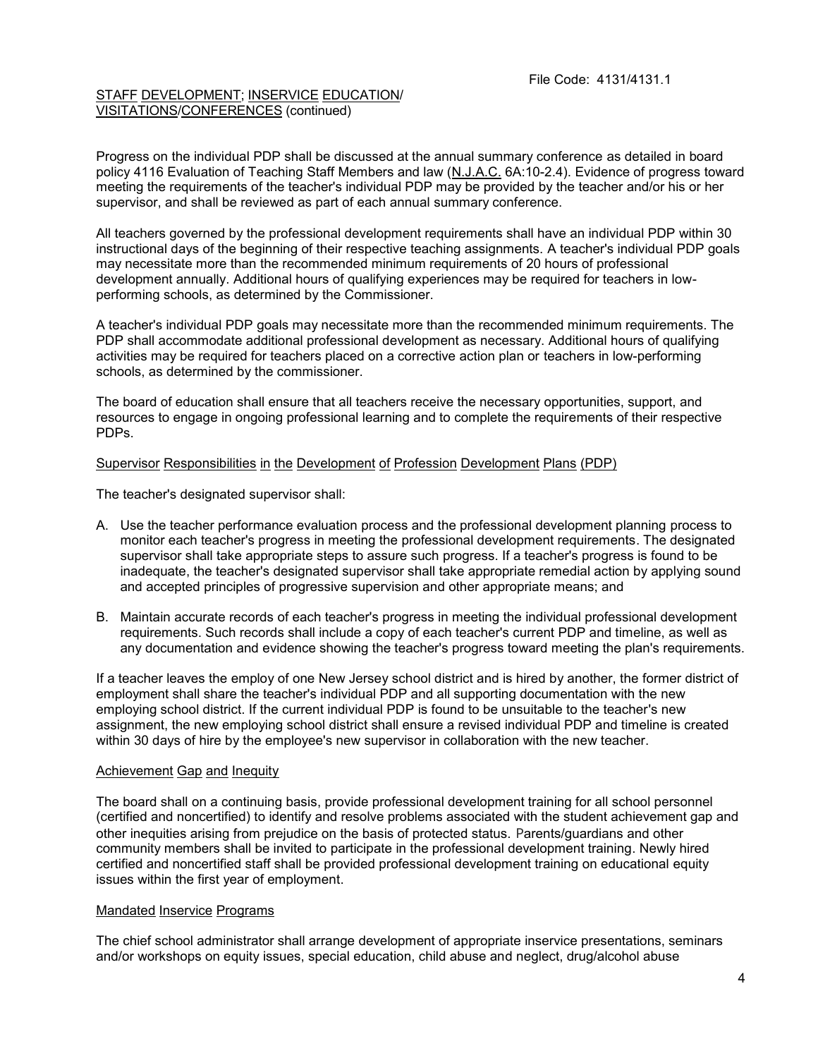STAFF DEVELOPMENT; INSERVICE EDUCATION/ VISITATIONS/CONFERENCES (continued)

Progress on the individual PDP shall be discussed at the annual summary conference as detailed in board policy 4116 Evaluation of Teaching Staff Members and law (N.J.A.C. 6A:10-2.4). Evidence of progress toward meeting the requirements of the teacher's individual PDP may be provided by the teacher and/or his or her supervisor, and shall be reviewed as part of each annual summary conference.

All teachers governed by the professional development requirements shall have an individual PDP within 30 instructional days of the beginning of their respective teaching assignments. A teacher's individual PDP goals may necessitate more than the recommended minimum requirements of 20 hours of professional development annually. Additional hours of qualifying experiences may be required for teachers in low-performing schools, as determined by the Commissioner.

A teacher's individual PDP goals may necessitate more than the recommended minimum requirements. The PDP shall accommodate additional professional development as necessary. Additional hours of qualifying activities may be required for teachers placed on a corrective action plan or teachers in low-performing schools, as determined by the commissioner.

The board of education shall ensure that all teachers receive the necessary opportunities, support, and resources to engage in ongoing professional learning and to complete the requirements of their respective PDPs.

Supervisor Responsibilities in the Development of Profession Development Plans (PDP)

The teacher's designated supervisor shall:

A. Use the teacher performance evaluation process and the professional development planning process to monitor each teacher's progress in meeting the professional development requirements. The designated supervisor shall take appropriate steps to assure such progress. If a teacher's progress is found to be inadequate, the teacher's designated supervisor shall take appropriate remedial action by applying sound and accepted principles of progressive supervision and other appropriate means; and

B. Maintain accurate records of each teacher's progress in meeting the individual professional development requirements. Such records shall include a copy of each teacher's current PDP and timeline, as well as any documentation and evidence showing the teacher's progress toward meeting the plan's requirements.

If a teacher leaves the employ of one New Jersey school district and is hired by another, the former district of employment shall share the teacher's individual PDP and all supporting documentation with the new employing school district. If the current individual PDP is found to be unsuitable to the teacher's new assignment, the new employing school district shall ensure a revised individual PDP and timeline is created within 30 days of hire by the employee's new supervisor in collaboration with the new teacher.

Achievement Gap and Inequity

The board shall on a continuing basis, provide professional development training for all school personnel (certified and noncertified) to identify and resolve problems associated with the student achievement gap and other inequities arising from prejudice on the basis of protected status. Parents/guardians and other community members shall be invited to participate in the professional development training. Newly hired certified and noncertified staff shall be provided professional development training on educational equity issues within the first year of employment.

Mandated Inservice Programs

The chief school administrator shall arrange development of appropriate inservice presentations, seminars and/or workshops on equity issues, special education, child abuse and neglect, drug/alcohol abuse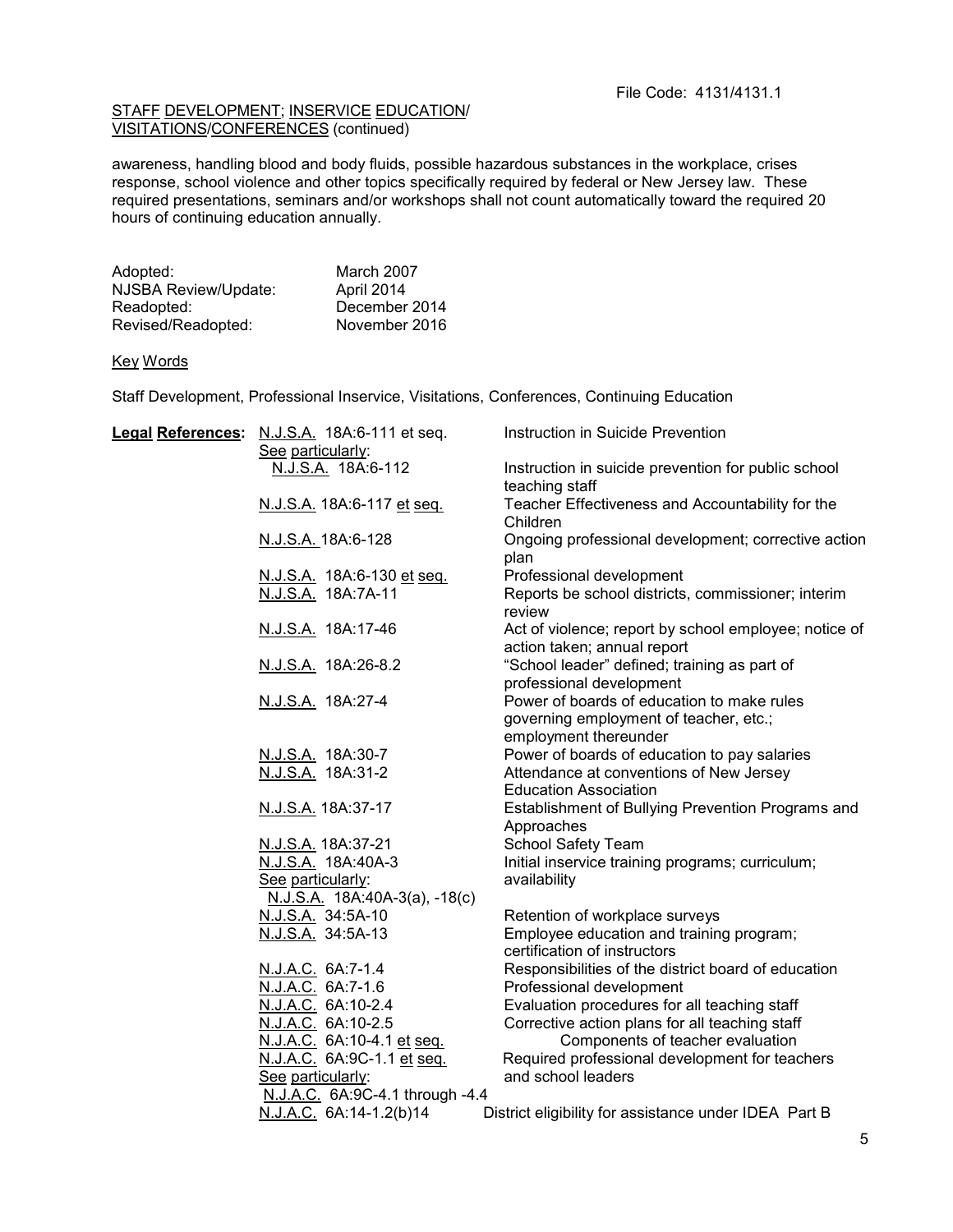awareness, handling blood and body fluids, possible hazardous substances in the workplace, crises response, school violence and other topics specifically required by federal or New Jersey law. These required presentations, seminars and/or workshops shall not count automatically toward the required 20 hours of continuing education annually.

| | |
|---|---|
| Adopted: | March 2007 |
| NJSBA Review/Update: | April 2014 |
| Readopted: | December 2014 |
| Revised/Readopted: | November 2016 |

Key Words

Staff Development, Professional Inservice, Visitations, Conferences, Continuing Education

| **Legal References:** | | |
|---|---|---|
| | N.J.S.A. 18A:6-111 et seq. | Instruction in Suicide Prevention |
| | See particularly: N.J.S.A. 18A:6-112 | Instruction in suicide prevention for public school teaching staff |
| | N.J.S.A. 18A:6-117 et seq. | Teacher Effectiveness and Accountability for the Children |
| | N.J.S.A. 18A:6-128 | Ongoing professional development; corrective action plan |
| | N.J.S.A. 18A:6-130 et seq. | Professional development |
| | N.J.S.A. 18A:7A-11 | Reports be school districts, commissioner; interim review |
| | N.J.S.A. 18A:17-46 | Act of violence; report by school employee; notice of action taken; annual report |
| | N.J.S.A. 18A:26-8.2 | "School leader" defined; training as part of professional development |
| | N.J.S.A. 18A:27-4 | Power of boards of education to make rules governing employment of teacher, etc.; employment thereunder |
| | N.J.S.A. 18A:30-7 | Power of boards of education to pay salaries |
| | N.J.S.A. 18A:31-2 | Attendance at conventions of New Jersey Education Association |
| | N.J.S.A. 18A:37-17 | Establishment of Bullying Prevention Programs and Approaches |
| | N.J.S.A. 18A:37-21 | School Safety Team |
| | N.J.S.A. 18A:40A-3 See particularly: N.J.S.A. 18A:40A-3(a), -18(c) | Initial inservice training programs; curriculum; availability |
| | N.J.S.A. 34:5A-10 | Retention of workplace surveys |
| | N.J.S.A. 34:5A-13 | Employee education and training program; certification of instructors |
| | N.J.A.C. 6A:7-1.4 | Responsibilities of the district board of education |
| | N.J.A.C. 6A:7-1.6 | Professional development |
| | N.J.A.C. 6A:10-2.4 | Evaluation procedures for all teaching staff |
| | N.J.A.C. 6A:10-2.5 | Corrective action plans for all teaching staff |
| | N.J.A.C. 6A:10-4.1 et seq. | Components of teacher evaluation |
| | N.J.A.C. 6A:9C-1.1 et seq. See particularly: N.J.A.C. 6A:9C-4.1 through -4.4 | Required professional development for teachers and school leaders |
| | N.J.A.C. 6A:14-1.2(b)14 | District eligibility for assistance under IDEA Part B |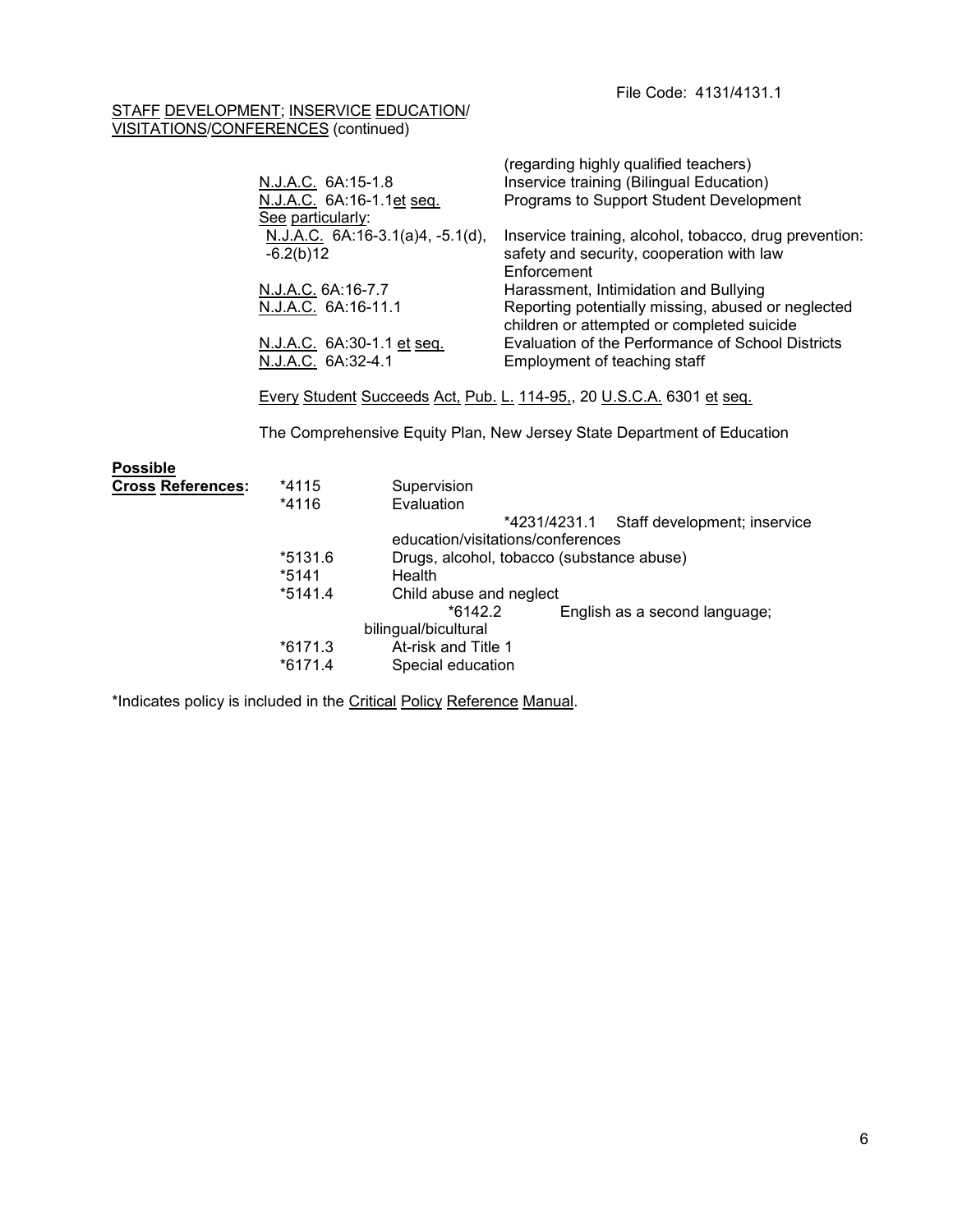File Code: 4131/4131.1

STAFF DEVELOPMENT; INSERVICE EDUCATION/ VISITATIONS/CONFERENCES (continued)

| | |
|---|---|
| | (regarding highly qualified teachers) |
| N.J.A.C. 6A:15-1.8 | Inservice training (Bilingual Education) |
| N.J.A.C. 6A:16-1.1et seq. | Programs to Support Student Development |
| See particularly: | |
| N.J.A.C. 6A:16-3.1(a)4, -5.1(d), -6.2(b)12 | Inservice training, alcohol, tobacco, drug prevention: safety and security, cooperation with law Enforcement |
| N.J.A.C. 6A:16-7.7 | Harassment, Intimidation and Bullying |
| N.J.A.C. 6A:16-11.1 | Reporting potentially missing, abused or neglected children or attempted or completed suicide |
| N.J.A.C. 6A:30-1.1 et seq. | Evaluation of the Performance of School Districts |
| N.J.A.C. 6A:32-4.1 | Employment of teaching staff |

Every Student Succeeds Act, Pub. L. 114-95,, 20 U.S.C.A. 6301 et seq.

The Comprehensive Equity Plan, New Jersey State Department of Education

**Possible Cross References:**

| | |
|---|---|
| *4115 | Supervision |
| *4116 | Evaluation |
| *4231/4231.1 | Staff development; inservice education/visitations/conferences |
| *5131.6 | Drugs, alcohol, tobacco (substance abuse) |
| *5141 | Health |
| *5141.4 | Child abuse and neglect |
| *6142.2 | English as a second language; bilingual/bicultural |
| *6171.3 | At-risk and Title 1 |
| *6171.4 | Special education |

*Indicates policy is included in the Critical Policy Reference Manual.